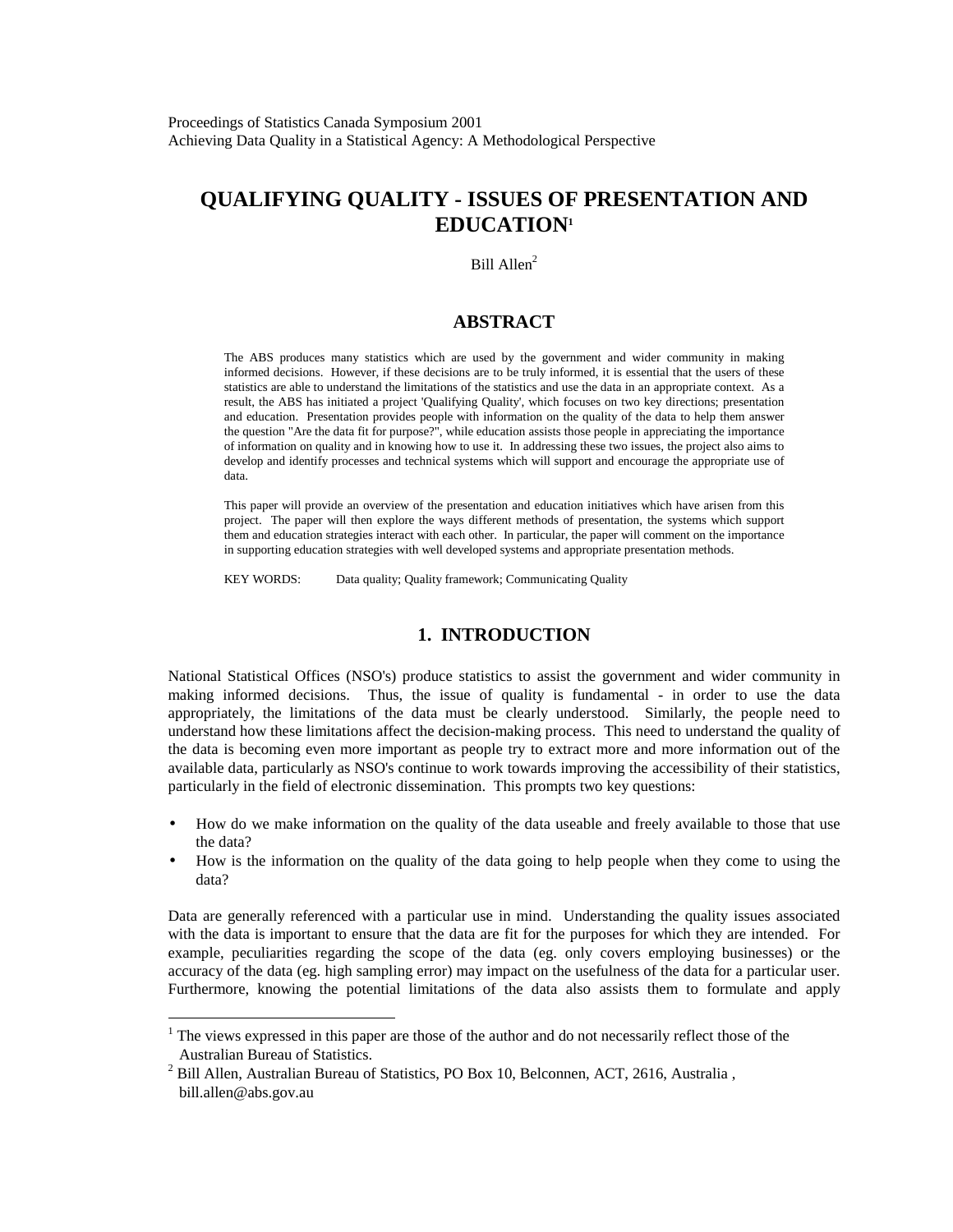Proceedings of Statistics Canada Symposium 2001
Achieving Data Quality in a Statistical Agency: A Methodological Perspective

# QUALIFYING QUALITY - ISSUES OF PRESENTATION AND EDUCATION[1]

Bill Allen[2]

## ABSTRACT

The ABS produces many statistics which are used by the government and wider community in making informed decisions. However, if these decisions are to be truly informed, it is essential that the users of these statistics are able to understand the limitations of the statistics and use the data in an appropriate context. As a result, the ABS has initiated a project 'Qualifying Quality', which focuses on two key directions; presentation and education. Presentation provides people with information on the quality of the data to help them answer the question "Are the data fit for purpose?", while education assists those people in appreciating the importance of information on quality and in knowing how to use it. In addressing these two issues, the project also aims to develop and identify processes and technical systems which will support and encourage the appropriate use of data.

This paper will provide an overview of the presentation and education initiatives which have arisen from this project. The paper will then explore the ways different methods of presentation, the systems which support them and education strategies interact with each other. In particular, the paper will comment on the importance in supporting education strategies with well developed systems and appropriate presentation methods.

KEY WORDS: Data quality; Quality framework; Communicating Quality

## 1. INTRODUCTION

National Statistical Offices (NSO's) produce statistics to assist the government and wider community in making informed decisions. Thus, the issue of quality is fundamental - in order to use the data appropriately, the limitations of the data must be clearly understood. Similarly, the people need to understand how these limitations affect the decision-making process. This need to understand the quality of the data is becoming even more important as people try to extract more and more information out of the available data, particularly as NSO's continue to work towards improving the accessibility of their statistics, particularly in the field of electronic dissemination. This prompts two key questions:

- How do we make information on the quality of the data useable and freely available to those that use the data?
- How is the information on the quality of the data going to help people when they come to using the data?

Data are generally referenced with a particular use in mind. Understanding the quality issues associated with the data is important to ensure that the data are fit for the purposes for which they are intended. For example, peculiarities regarding the scope of the data (eg. only covers employing businesses) or the accuracy of the data (eg. high sampling error) may impact on the usefulness of the data for a particular user. Furthermore, knowing the potential limitations of the data also assists them to formulate and apply

---

[1] The views expressed in this paper are those of the author and do not necessarily reflect those of the Australian Bureau of Statistics.

[2] Bill Allen, Australian Bureau of Statistics, PO Box 10, Belconnen, ACT, 2616, Australia , bill.allen@abs.gov.au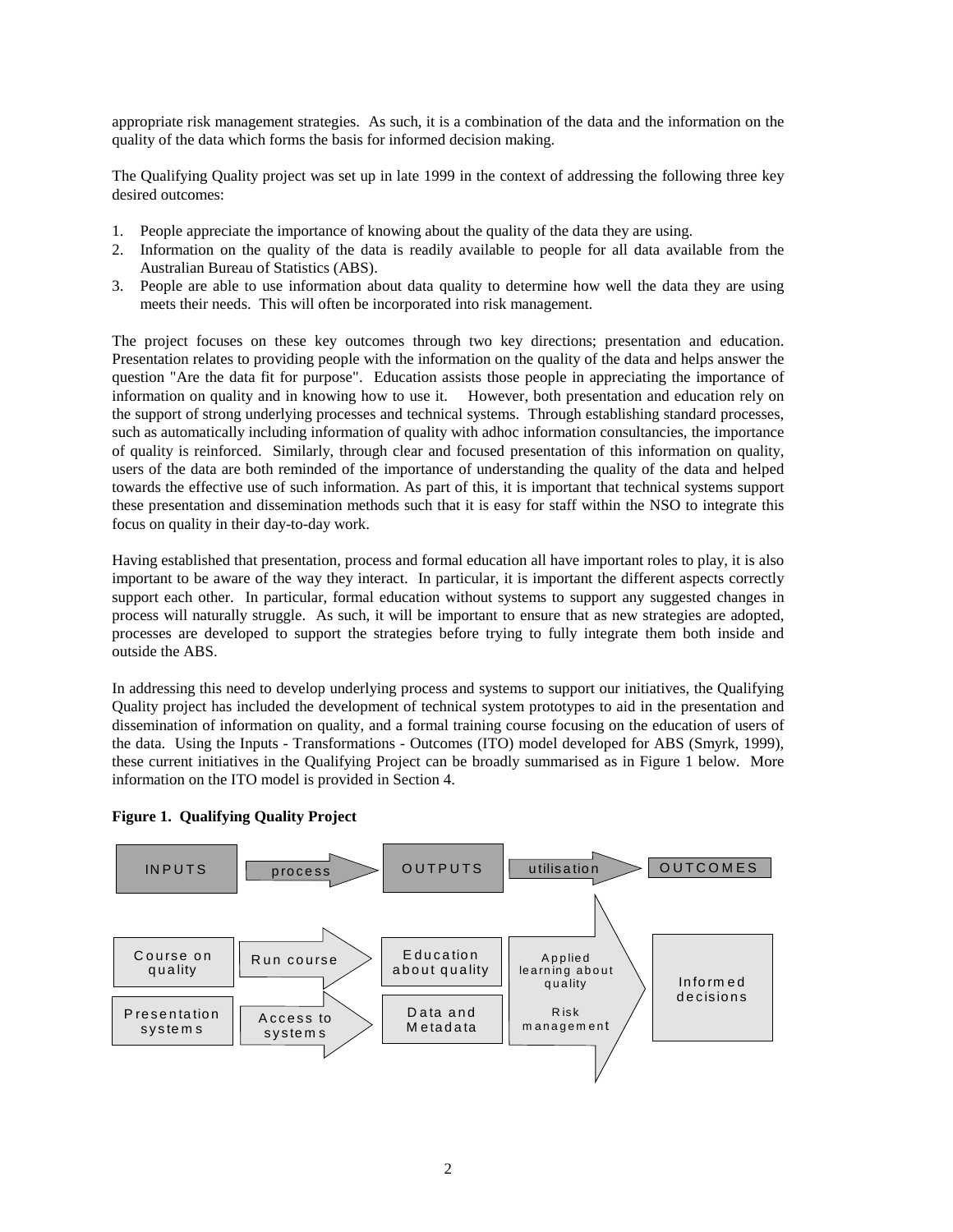appropriate risk management strategies. As such, it is a combination of the data and the information on the quality of the data which forms the basis for informed decision making.

The Qualifying Quality project was set up in late 1999 in the context of addressing the following three key desired outcomes:

1. People appreciate the importance of knowing about the quality of the data they are using.
2. Information on the quality of the data is readily available to people for all data available from the Australian Bureau of Statistics (ABS).
3. People are able to use information about data quality to determine how well the data they are using meets their needs. This will often be incorporated into risk management.

The project focuses on these key outcomes through two key directions; presentation and education. Presentation relates to providing people with the information on the quality of the data and helps answer the question "Are the data fit for purpose". Education assists those people in appreciating the importance of information on quality and in knowing how to use it. However, both presentation and education rely on the support of strong underlying processes and technical systems. Through establishing standard processes, such as automatically including information of quality with adhoc information consultancies, the importance of quality is reinforced. Similarly, through clear and focused presentation of this information on quality, users of the data are both reminded of the importance of understanding the quality of the data and helped towards the effective use of such information. As part of this, it is important that technical systems support these presentation and dissemination methods such that it is easy for staff within the NSO to integrate this focus on quality in their day-to-day work.

Having established that presentation, process and formal education all have important roles to play, it is also important to be aware of the way they interact. In particular, it is important the different aspects correctly support each other. In particular, formal education without systems to support any suggested changes in process will naturally struggle. As such, it will be important to ensure that as new strategies are adopted, processes are developed to support the strategies before trying to fully integrate them both inside and outside the ABS.

In addressing this need to develop underlying process and systems to support our initiatives, the Qualifying Quality project has included the development of technical system prototypes to aid in the presentation and dissemination of information on quality, and a formal training course focusing on the education of users of the data. Using the Inputs - Transformations - Outcomes (ITO) model developed for ABS (Smyrk, 1999), these current initiatives in the Qualifying Project can be broadly summarised as in Figure 1 below. More information on the ITO model is provided in Section 4.

**Figure 1. Qualifying Quality Project**

| INPUTS | process → | OUTPUTS | utilisation → | OUTCOMES |
|---|---|---|---|---|
| Course on quality | Run course → | Education about quality | Applied learning about quality → | Informed decisions |
| Presentation systems | Access to systems → | Data and Metadata | Risk management → | |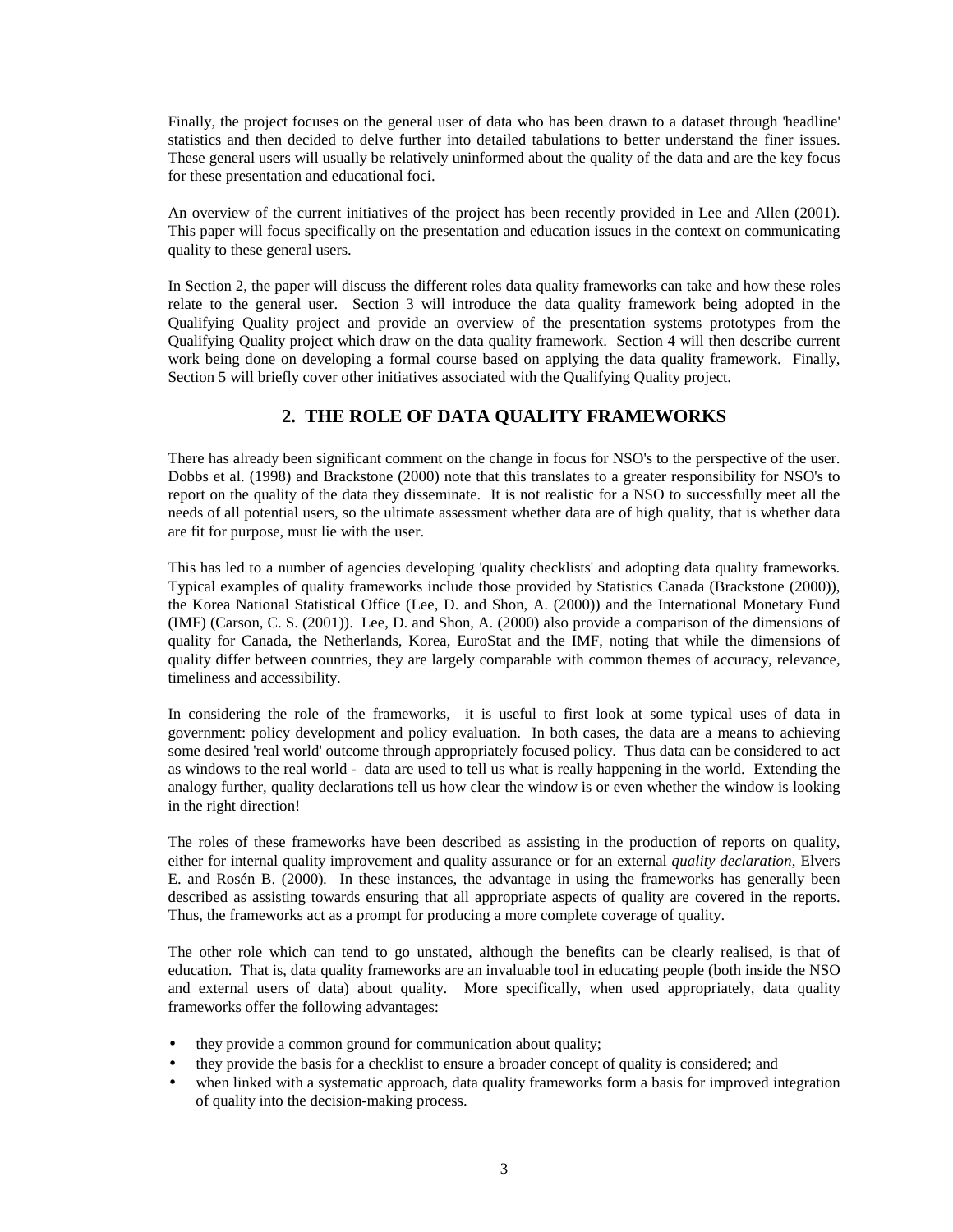Finally, the project focuses on the general user of data who has been drawn to a dataset through 'headline' statistics and then decided to delve further into detailed tabulations to better understand the finer issues. These general users will usually be relatively uninformed about the quality of the data and are the key focus for these presentation and educational foci.

An overview of the current initiatives of the project has been recently provided in Lee and Allen (2001). This paper will focus specifically on the presentation and education issues in the context on communicating quality to these general users.

In Section 2, the paper will discuss the different roles data quality frameworks can take and how these roles relate to the general user. Section 3 will introduce the data quality framework being adopted in the Qualifying Quality project and provide an overview of the presentation systems prototypes from the Qualifying Quality project which draw on the data quality framework. Section 4 will then describe current work being done on developing a formal course based on applying the data quality framework. Finally, Section 5 will briefly cover other initiatives associated with the Qualifying Quality project.

## 2. THE ROLE OF DATA QUALITY FRAMEWORKS

There has already been significant comment on the change in focus for NSO's to the perspective of the user. Dobbs et al. (1998) and Brackstone (2000) note that this translates to a greater responsibility for NSO's to report on the quality of the data they disseminate. It is not realistic for a NSO to successfully meet all the needs of all potential users, so the ultimate assessment whether data are of high quality, that is whether data are fit for purpose, must lie with the user.

This has led to a number of agencies developing 'quality checklists' and adopting data quality frameworks. Typical examples of quality frameworks include those provided by Statistics Canada (Brackstone (2000)), the Korea National Statistical Office (Lee, D. and Shon, A. (2000)) and the International Monetary Fund (IMF) (Carson, C. S. (2001)). Lee, D. and Shon, A. (2000) also provide a comparison of the dimensions of quality for Canada, the Netherlands, Korea, EuroStat and the IMF, noting that while the dimensions of quality differ between countries, they are largely comparable with common themes of accuracy, relevance, timeliness and accessibility.

In considering the role of the frameworks, it is useful to first look at some typical uses of data in government: policy development and policy evaluation. In both cases, the data are a means to achieving some desired 'real world' outcome through appropriately focused policy. Thus data can be considered to act as windows to the real world - data are used to tell us what is really happening in the world. Extending the analogy further, quality declarations tell us how clear the window is or even whether the window is looking in the right direction!

The roles of these frameworks have been described as assisting in the production of reports on quality, either for internal quality improvement and quality assurance or for an external *quality declaration*, Elvers E. and Rosén B. (2000). In these instances, the advantage in using the frameworks has generally been described as assisting towards ensuring that all appropriate aspects of quality are covered in the reports. Thus, the frameworks act as a prompt for producing a more complete coverage of quality.

The other role which can tend to go unstated, although the benefits can be clearly realised, is that of education. That is, data quality frameworks are an invaluable tool in educating people (both inside the NSO and external users of data) about quality. More specifically, when used appropriately, data quality frameworks offer the following advantages:

- they provide a common ground for communication about quality;
- they provide the basis for a checklist to ensure a broader concept of quality is considered; and
- when linked with a systematic approach, data quality frameworks form a basis for improved integration of quality into the decision-making process.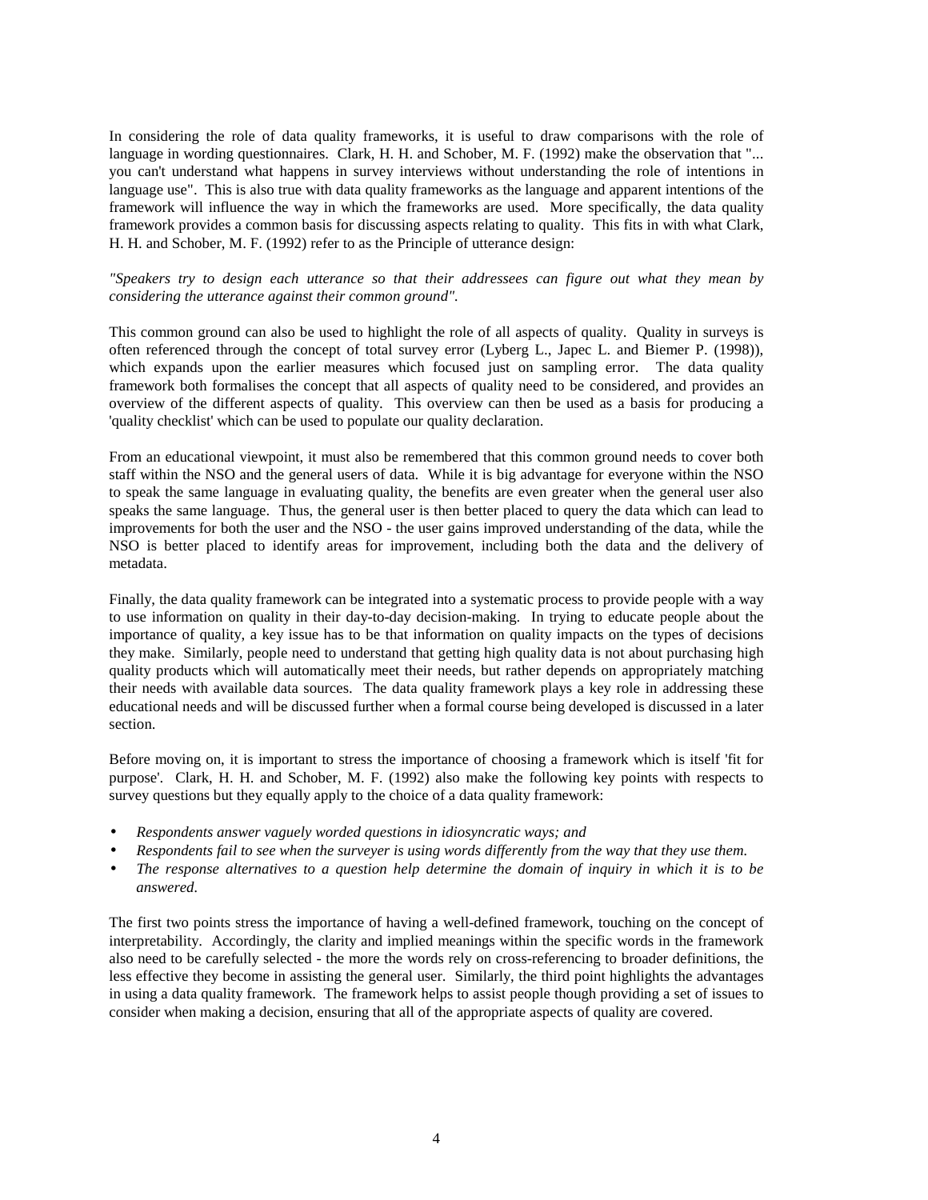In considering the role of data quality frameworks, it is useful to draw comparisons with the role of language in wording questionnaires. Clark, H. H. and Schober, M. F. (1992) make the observation that "... you can't understand what happens in survey interviews without understanding the role of intentions in language use". This is also true with data quality frameworks as the language and apparent intentions of the framework will influence the way in which the frameworks are used. More specifically, the data quality framework provides a common basis for discussing aspects relating to quality. This fits in with what Clark, H. H. and Schober, M. F. (1992) refer to as the Principle of utterance design:

*"Speakers try to design each utterance so that their addressees can figure out what they mean by considering the utterance against their common ground".*

This common ground can also be used to highlight the role of all aspects of quality. Quality in surveys is often referenced through the concept of total survey error (Lyberg L., Japec L. and Biemer P. (1998)), which expands upon the earlier measures which focused just on sampling error. The data quality framework both formalises the concept that all aspects of quality need to be considered, and provides an overview of the different aspects of quality. This overview can then be used as a basis for producing a 'quality checklist' which can be used to populate our quality declaration.

From an educational viewpoint, it must also be remembered that this common ground needs to cover both staff within the NSO and the general users of data. While it is big advantage for everyone within the NSO to speak the same language in evaluating quality, the benefits are even greater when the general user also speaks the same language. Thus, the general user is then better placed to query the data which can lead to improvements for both the user and the NSO - the user gains improved understanding of the data, while the NSO is better placed to identify areas for improvement, including both the data and the delivery of metadata.

Finally, the data quality framework can be integrated into a systematic process to provide people with a way to use information on quality in their day-to-day decision-making. In trying to educate people about the importance of quality, a key issue has to be that information on quality impacts on the types of decisions they make. Similarly, people need to understand that getting high quality data is not about purchasing high quality products which will automatically meet their needs, but rather depends on appropriately matching their needs with available data sources. The data quality framework plays a key role in addressing these educational needs and will be discussed further when a formal course being developed is discussed in a later section.

Before moving on, it is important to stress the importance of choosing a framework which is itself 'fit for purpose'. Clark, H. H. and Schober, M. F. (1992) also make the following key points with respects to survey questions but they equally apply to the choice of a data quality framework:

- *Respondents answer vaguely worded questions in idiosyncratic ways; and*
- *Respondents fail to see when the surveyer is using words differently from the way that they use them.*
- *The response alternatives to a question help determine the domain of inquiry in which it is to be answered.*

The first two points stress the importance of having a well-defined framework, touching on the concept of interpretability. Accordingly, the clarity and implied meanings within the specific words in the framework also need to be carefully selected - the more the words rely on cross-referencing to broader definitions, the less effective they become in assisting the general user. Similarly, the third point highlights the advantages in using a data quality framework. The framework helps to assist people though providing a set of issues to consider when making a decision, ensuring that all of the appropriate aspects of quality are covered.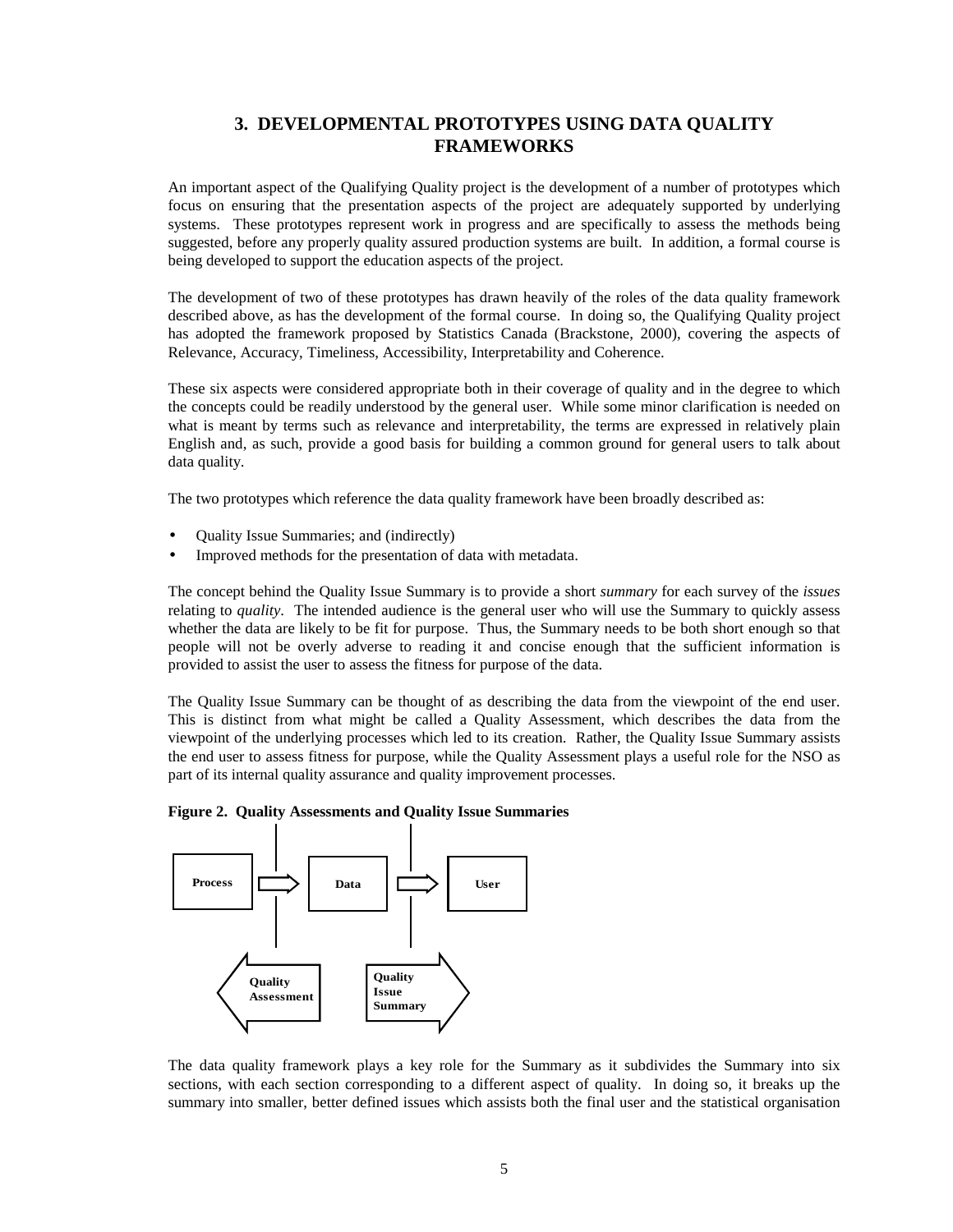## 3. DEVELOPMENTAL PROTOTYPES USING DATA QUALITY FRAMEWORKS

An important aspect of the Qualifying Quality project is the development of a number of prototypes which focus on ensuring that the presentation aspects of the project are adequately supported by underlying systems. These prototypes represent work in progress and are specifically to assess the methods being suggested, before any properly quality assured production systems are built. In addition, a formal course is being developed to support the education aspects of the project.

The development of two of these prototypes has drawn heavily of the roles of the data quality framework described above, as has the development of the formal course. In doing so, the Qualifying Quality project has adopted the framework proposed by Statistics Canada (Brackstone, 2000), covering the aspects of Relevance, Accuracy, Timeliness, Accessibility, Interpretability and Coherence.

These six aspects were considered appropriate both in their coverage of quality and in the degree to which the concepts could be readily understood by the general user. While some minor clarification is needed on what is meant by terms such as relevance and interpretability, the terms are expressed in relatively plain English and, as such, provide a good basis for building a common ground for general users to talk about data quality.

The two prototypes which reference the data quality framework have been broadly described as:

- Quality Issue Summaries; and (indirectly)
- Improved methods for the presentation of data with metadata.

The concept behind the Quality Issue Summary is to provide a short *summary* for each survey of the *issues* relating to *quality*. The intended audience is the general user who will use the Summary to quickly assess whether the data are likely to be fit for purpose. Thus, the Summary needs to be both short enough so that people will not be overly adverse to reading it and concise enough that the sufficient information is provided to assist the user to assess the fitness for purpose of the data.

The Quality Issue Summary can be thought of as describing the data from the viewpoint of the end user. This is distinct from what might be called a Quality Assessment, which describes the data from the viewpoint of the underlying processes which led to its creation. Rather, the Quality Issue Summary assists the end user to assess fitness for purpose, while the Quality Assessment plays a useful role for the NSO as part of its internal quality assurance and quality improvement processes.

**Figure 2. Quality Assessments and Quality Issue Summaries**

Process → Data → User

Quality Assessment ← | → Quality Issue Summary

The data quality framework plays a key role for the Summary as it subdivides the Summary into six sections, with each section corresponding to a different aspect of quality. In doing so, it breaks up the summary into smaller, better defined issues which assists both the final user and the statistical organisation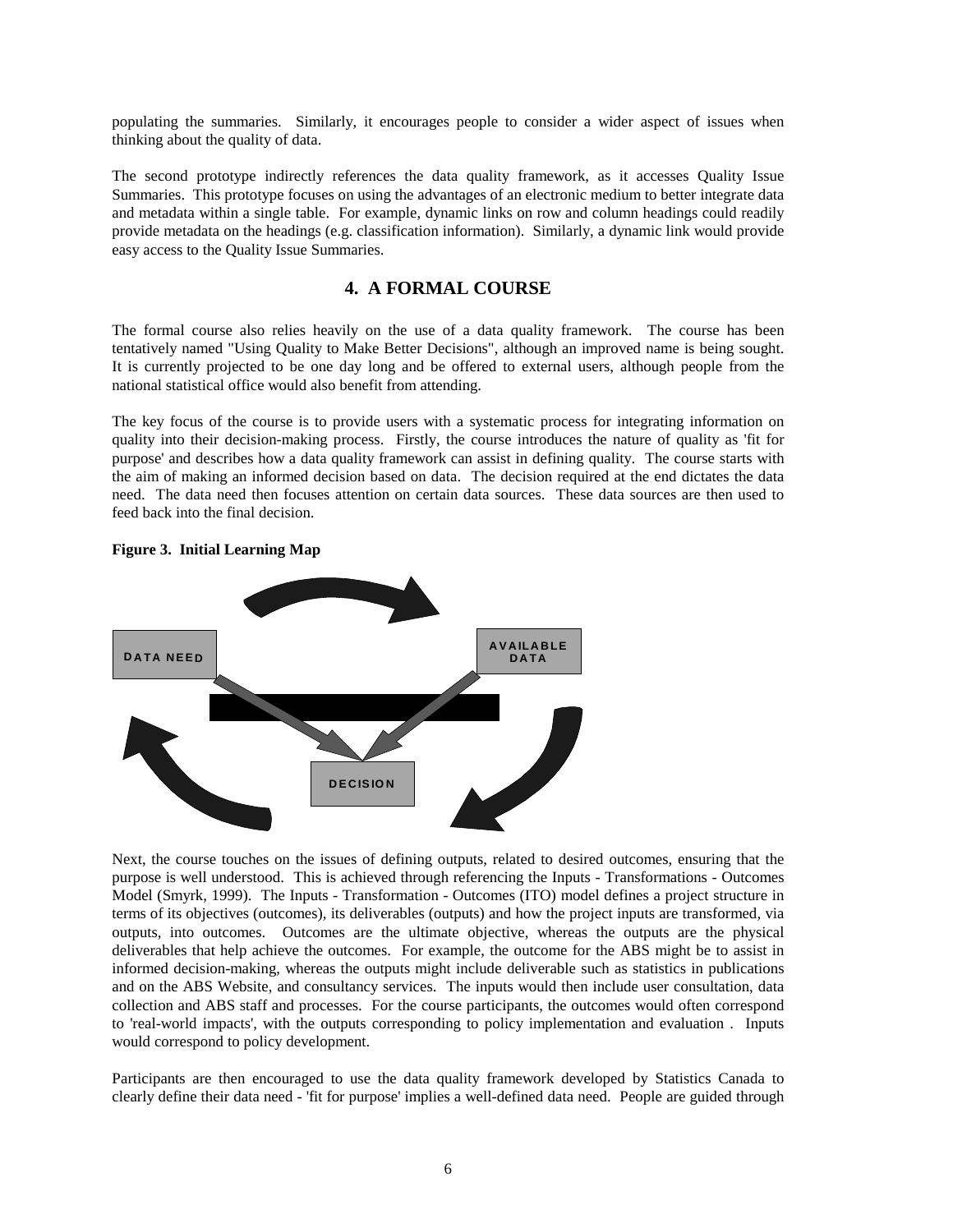populating the summaries. Similarly, it encourages people to consider a wider aspect of issues when thinking about the quality of data.

The second prototype indirectly references the data quality framework, as it accesses Quality Issue Summaries. This prototype focuses on using the advantages of an electronic medium to better integrate data and metadata within a single table. For example, dynamic links on row and column headings could readily provide metadata on the headings (e.g. classification information). Similarly, a dynamic link would provide easy access to the Quality Issue Summaries.

## 4. A FORMAL COURSE

The formal course also relies heavily on the use of a data quality framework. The course has been tentatively named "Using Quality to Make Better Decisions", although an improved name is being sought. It is currently projected to be one day long and be offered to external users, although people from the national statistical office would also benefit from attending.

The key focus of the course is to provide users with a systematic process for integrating information on quality into their decision-making process. Firstly, the course introduces the nature of quality as 'fit for purpose' and describes how a data quality framework can assist in defining quality. The course starts with the aim of making an informed decision based on data. The decision required at the end dictates the data need. The data need then focuses attention on certain data sources. These data sources are then used to feed back into the final decision.

**Figure 3. Initial Learning Map**

DATA NEED

AVAILABLE DATA

DECISION

Next, the course touches on the issues of defining outputs, related to desired outcomes, ensuring that the purpose is well understood. This is achieved through referencing the Inputs - Transformations - Outcomes Model (Smyrk, 1999). The Inputs - Transformation - Outcomes (ITO) model defines a project structure in terms of its objectives (outcomes), its deliverables (outputs) and how the project inputs are transformed, via outputs, into outcomes. Outcomes are the ultimate objective, whereas the outputs are the physical deliverables that help achieve the outcomes. For example, the outcome for the ABS might be to assist in informed decision-making, whereas the outputs might include deliverable such as statistics in publications and on the ABS Website, and consultancy services. The inputs would then include user consultation, data collection and ABS staff and processes. For the course participants, the outcomes would often correspond to 'real-world impacts', with the outputs corresponding to policy implementation and evaluation . Inputs would correspond to policy development.

Participants are then encouraged to use the data quality framework developed by Statistics Canada to clearly define their data need - 'fit for purpose' implies a well-defined data need. People are guided through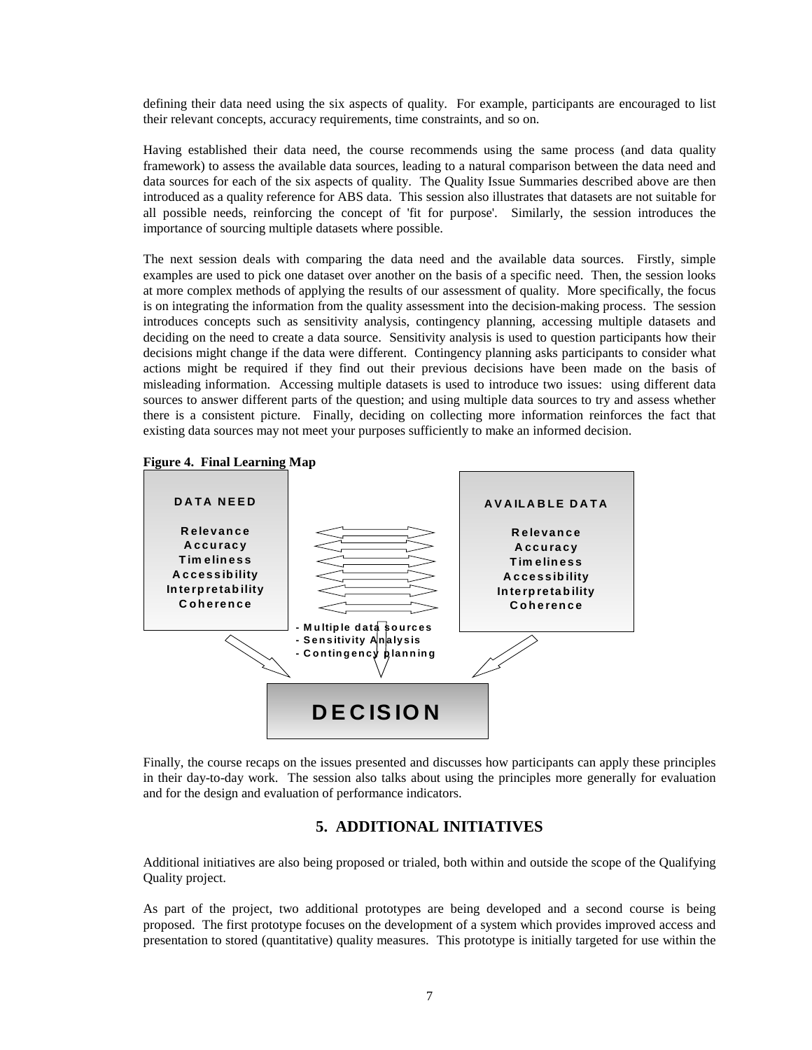defining their data need using the six aspects of quality. For example, participants are encouraged to list their relevant concepts, accuracy requirements, time constraints, and so on.

Having established their data need, the course recommends using the same process (and data quality framework) to assess the available data sources, leading to a natural comparison between the data need and data sources for each of the six aspects of quality. The Quality Issue Summaries described above are then introduced as a quality reference for ABS data. This session also illustrates that datasets are not suitable for all possible needs, reinforcing the concept of 'fit for purpose'. Similarly, the session introduces the importance of sourcing multiple datasets where possible.

The next session deals with comparing the data need and the available data sources. Firstly, simple examples are used to pick one dataset over another on the basis of a specific need. Then, the session looks at more complex methods of applying the results of our assessment of quality. More specifically, the focus is on integrating the information from the quality assessment into the decision-making process. The session introduces concepts such as sensitivity analysis, contingency planning, accessing multiple datasets and deciding on the need to create a data source. Sensitivity analysis is used to question participants how their decisions might change if the data were different. Contingency planning asks participants to consider what actions might be required if they find out their previous decisions have been made on the basis of misleading information. Accessing multiple datasets is used to introduce two issues: using different data sources to answer different parts of the question; and using multiple data sources to try and assess whether there is a consistent picture. Finally, deciding on collecting more information reinforces the fact that existing data sources may not meet your purposes sufficiently to make an informed decision.

**Figure 4. Final Learning Map**

DATA NEED: Relevance, Accuracy, Timeliness, Accessibility, Interpretability, Coherence

AVAILABLE DATA: Relevance, Accuracy, Timeliness, Accessibility, Interpretability, Coherence

- Multiple data sources
- Sensitivity Analysis
- Contingency planning

DECISION

Finally, the course recaps on the issues presented and discusses how participants can apply these principles in their day-to-day work. The session also talks about using the principles more generally for evaluation and for the design and evaluation of performance indicators.

## 5. ADDITIONAL INITIATIVES

Additional initiatives are also being proposed or trialed, both within and outside the scope of the Qualifying Quality project.

As part of the project, two additional prototypes are being developed and a second course is being proposed. The first prototype focuses on the development of a system which provides improved access and presentation to stored (quantitative) quality measures. This prototype is initially targeted for use within the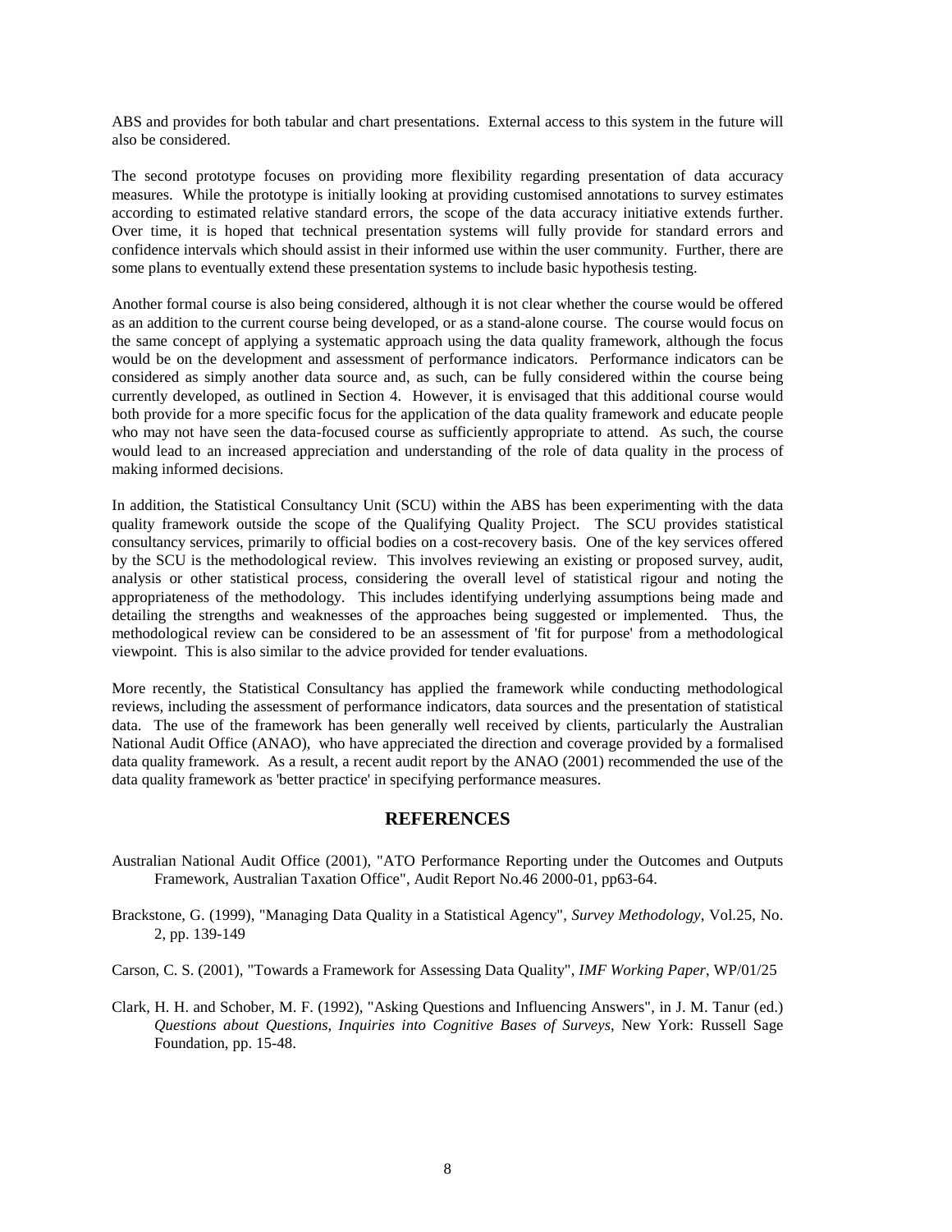ABS and provides for both tabular and chart presentations. External access to this system in the future will also be considered.

The second prototype focuses on providing more flexibility regarding presentation of data accuracy measures. While the prototype is initially looking at providing customised annotations to survey estimates according to estimated relative standard errors, the scope of the data accuracy initiative extends further. Over time, it is hoped that technical presentation systems will fully provide for standard errors and confidence intervals which should assist in their informed use within the user community. Further, there are some plans to eventually extend these presentation systems to include basic hypothesis testing.

Another formal course is also being considered, although it is not clear whether the course would be offered as an addition to the current course being developed, or as a stand-alone course. The course would focus on the same concept of applying a systematic approach using the data quality framework, although the focus would be on the development and assessment of performance indicators. Performance indicators can be considered as simply another data source and, as such, can be fully considered within the course being currently developed, as outlined in Section 4. However, it is envisaged that this additional course would both provide for a more specific focus for the application of the data quality framework and educate people who may not have seen the data-focused course as sufficiently appropriate to attend. As such, the course would lead to an increased appreciation and understanding of the role of data quality in the process of making informed decisions.

In addition, the Statistical Consultancy Unit (SCU) within the ABS has been experimenting with the data quality framework outside the scope of the Qualifying Quality Project. The SCU provides statistical consultancy services, primarily to official bodies on a cost-recovery basis. One of the key services offered by the SCU is the methodological review. This involves reviewing an existing or proposed survey, audit, analysis or other statistical process, considering the overall level of statistical rigour and noting the appropriateness of the methodology. This includes identifying underlying assumptions being made and detailing the strengths and weaknesses of the approaches being suggested or implemented. Thus, the methodological review can be considered to be an assessment of 'fit for purpose' from a methodological viewpoint. This is also similar to the advice provided for tender evaluations.

More recently, the Statistical Consultancy has applied the framework while conducting methodological reviews, including the assessment of performance indicators, data sources and the presentation of statistical data. The use of the framework has been generally well received by clients, particularly the Australian National Audit Office (ANAO), who have appreciated the direction and coverage provided by a formalised data quality framework. As a result, a recent audit report by the ANAO (2001) recommended the use of the data quality framework as 'better practice' in specifying performance measures.

## REFERENCES

Australian National Audit Office (2001), "ATO Performance Reporting under the Outcomes and Outputs Framework, Australian Taxation Office", Audit Report No.46 2000-01, pp63-64.

Brackstone, G. (1999), "Managing Data Quality in a Statistical Agency", *Survey Methodology*, Vol.25, No. 2, pp. 139-149

Carson, C. S. (2001), "Towards a Framework for Assessing Data Quality", *IMF Working Paper*, WP/01/25

Clark, H. H. and Schober, M. F. (1992), "Asking Questions and Influencing Answers", in J. M. Tanur (ed.) *Questions about Questions, Inquiries into Cognitive Bases of Surveys*, New York: Russell Sage Foundation, pp. 15-48.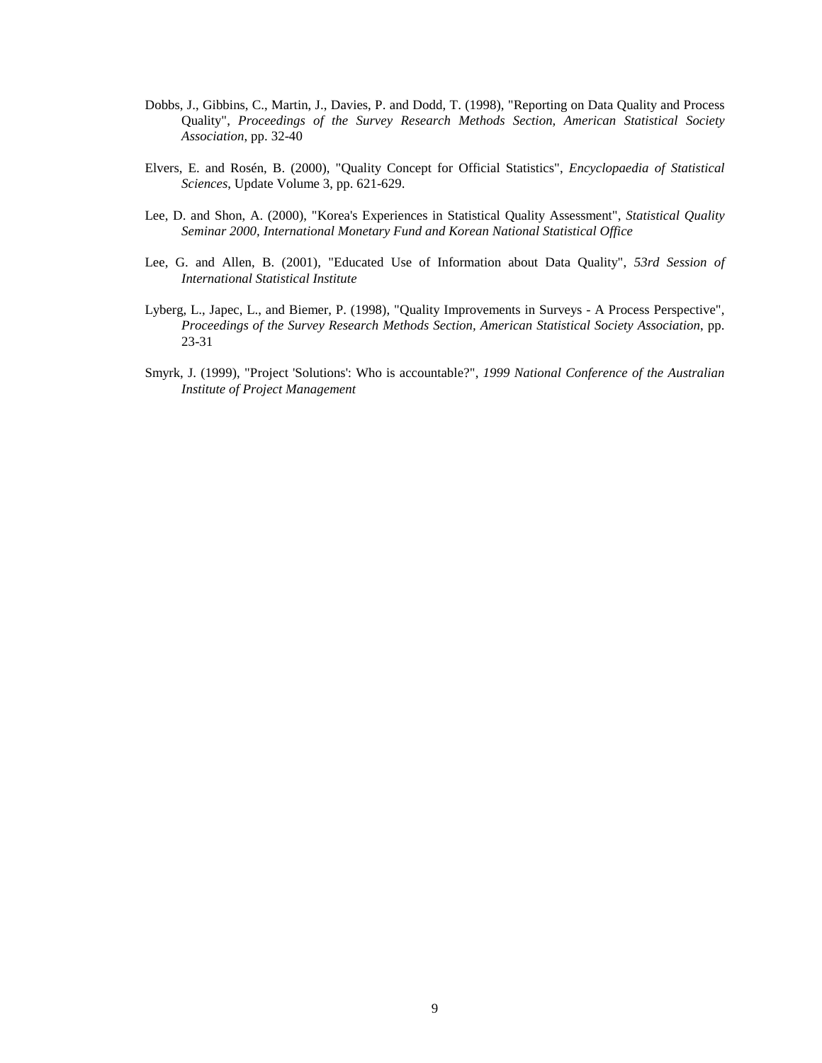Dobbs, J., Gibbins, C., Martin, J., Davies, P. and Dodd, T. (1998), "Reporting on Data Quality and Process Quality", *Proceedings of the Survey Research Methods Section, American Statistical Society Association*, pp. 32-40

Elvers, E. and Rosén, B. (2000), "Quality Concept for Official Statistics", *Encyclopaedia of Statistical Sciences*, Update Volume 3, pp. 621-629.

Lee, D. and Shon, A. (2000), "Korea's Experiences in Statistical Quality Assessment", *Statistical Quality Seminar 2000, International Monetary Fund and Korean National Statistical Office*

Lee, G. and Allen, B. (2001), "Educated Use of Information about Data Quality", *53rd Session of International Statistical Institute*

Lyberg, L., Japec, L., and Biemer, P. (1998), "Quality Improvements in Surveys - A Process Perspective", *Proceedings of the Survey Research Methods Section, American Statistical Society Association*, pp. 23-31

Smyrk, J. (1999), "Project 'Solutions': Who is accountable?", *1999 National Conference of the Australian Institute of Project Management*